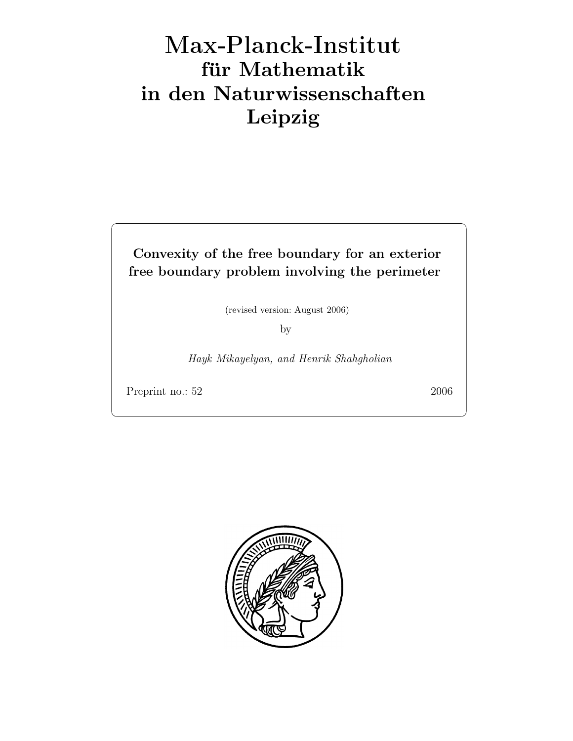# Max-Planck-Institut für Mathematik in den Naturwissenschaften Leipzig

**Convexity of the free boundary for an exterior free boundary problem involving the perimeter**

(revised version: August 2006)

by

*Hayk Mikayelyan, and Henrik Shahgholian*

Preprint no.: 52 2006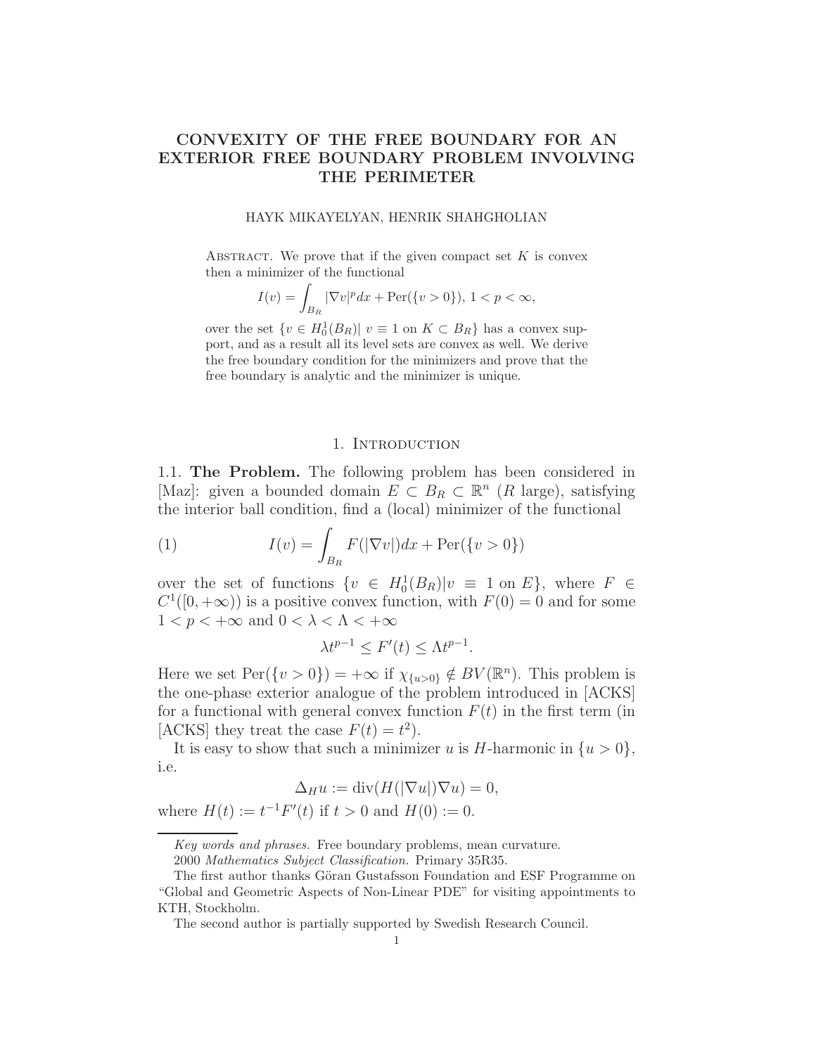# CONVEXITY OF THE FREE BOUNDARY FOR AN EXTERIOR FREE BOUNDARY PROBLEM INVOLVING THE PERIMETER

HAYK MIKAYELYAN, HENRIK SHAHGHOLIAN

Abstract. We prove that if the given compact set $K$ is convex then a minimizer of the functional

$$I(v) = \int_{B_R} |\nabla v|^p dx + \mathrm{Per}(\{v > 0\}),\ 1 < p < \infty,$$

over the set $\{v \in H_0^1(B_R) |\ v \equiv 1 \text{ on } K \subset B_R\}$ has a convex support, and as a result all its level sets are convex as well. We derive the free boundary condition for the minimizers and prove that the free boundary is analytic and the minimizer is unique.

## 1. Introduction

**1.1. The Problem.** The following problem has been considered in [Maz]: given a bounded domain $E \subset B_R \subset \mathbb{R}^n$ ($R$ large), satisfying the interior ball condition, find a (local) minimizer of the functional

$$I(v) = \int_{B_R} F(|\nabla v|)dx + \mathrm{Per}(\{v > 0\}) \tag{1}$$

over the set of functions $\{v \in H_0^1(B_R) | v \equiv 1 \text{ on } E\}$, where $F \in C^1([0, +\infty))$ is a positive convex function, with $F(0) = 0$ and for some $1 < p < +\infty$ and $0 < \lambda < \Lambda < +\infty$

$$\lambda t^{p-1} \leq F'(t) \leq \Lambda t^{p-1}.$$

Here we set $\mathrm{Per}(\{v > 0\}) = +\infty$ if $\chi_{\{u>0\}} \notin BV(\mathbb{R}^n)$. This problem is the one-phase exterior analogue of the problem introduced in [ACKS] for a functional with general convex function $F(t)$ in the first term (in [ACKS] they treat the case $F(t) = t^2$).

It is easy to show that such a minimizer $u$ is $H$-harmonic in $\{u > 0\}$, i.e.

$$\Delta_H u := \mathrm{div}(H(|\nabla u|)\nabla u) = 0,$$

where $H(t) := t^{-1}F'(t)$ if $t > 0$ and $H(0) := 0$.

---

*Key words and phrases.* Free boundary problems, mean curvature.

2000 *Mathematics Subject Classification.* Primary 35R35.

The first author thanks Göran Gustafsson Foundation and ESF Programme on "Global and Geometric Aspects of Non-Linear PDE" for visiting appointments to KTH, Stockholm.

The second author is partially supported by Swedish Research Council.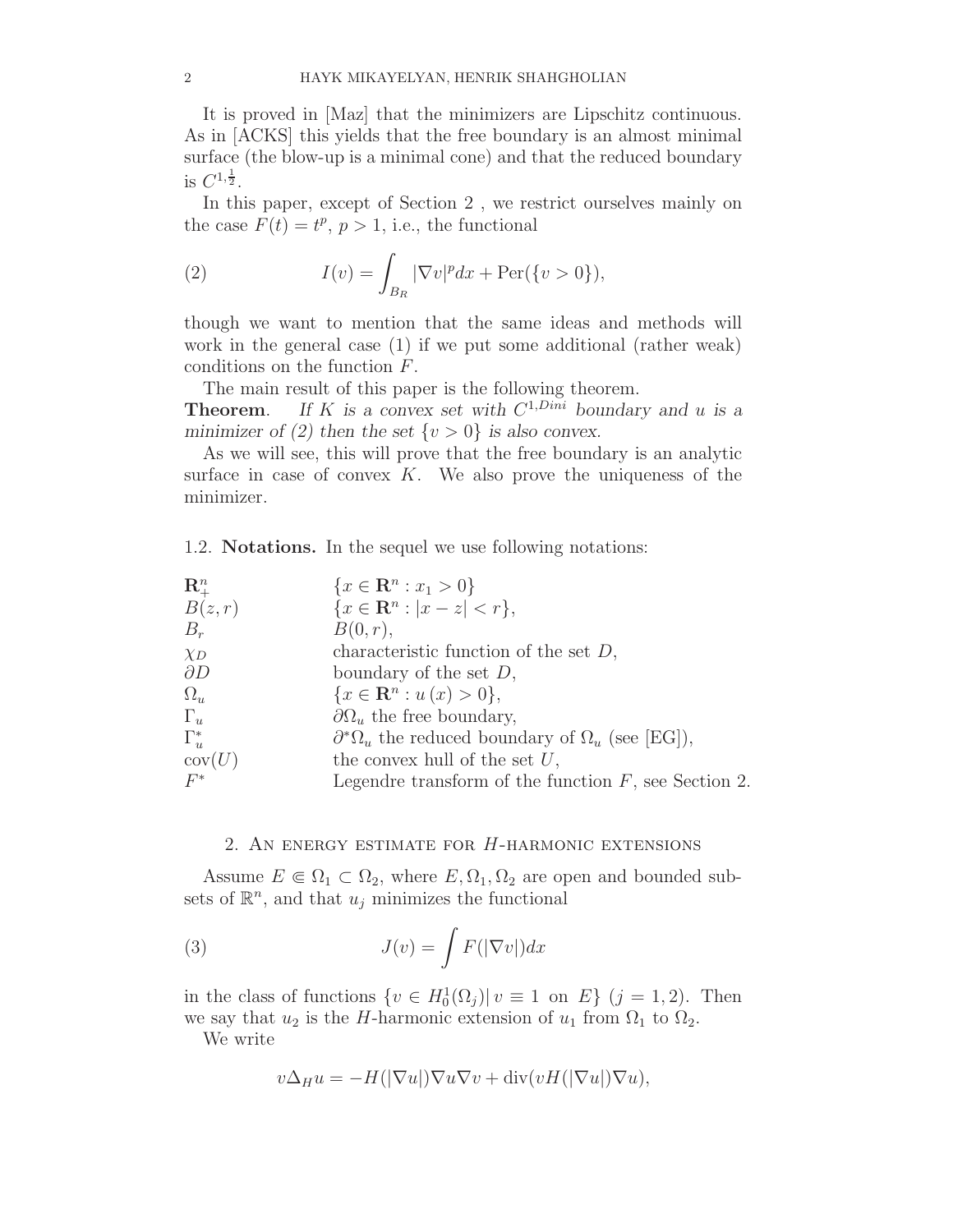It is proved in [Maz] that the minimizers are Lipschitz continuous. As in [ACKS] this yields that the free boundary is an almost minimal surface (the blow-up is a minimal cone) and that the reduced boundary is $C^{1,\frac{1}{2}}$.

In this paper, except of Section 2 , we restrict ourselves mainly on the case $F(t) = t^p$, $p > 1$, i.e., the functional

$$I(v) = \int_{B_R} |\nabla v|^p dx + \mathrm{Per}(\{v > 0\}), \tag{2}$$

though we want to mention that the same ideas and methods will work in the general case (1) if we put some additional (rather weak) conditions on the function $F$.

The main result of this paper is the following theorem.

**Theorem**. *If $K$ is a convex set with $C^{1,Dini}$ boundary and $u$ is a minimizer of (2) then the set $\{v > 0\}$ is also convex.*

As we will see, this will prove that the free boundary is an analytic surface in case of convex $K$. We also prove the uniqueness of the minimizer.

### 1.2. Notations.

In the sequel we use following notations:

| | |
|---|---|
| $\mathbf{R}^n_+$ | $\{x \in \mathbf{R}^n : x_1 > 0\}$ |
| $B(z,r)$ | $\{x \in \mathbf{R}^n : \lvert x - z\rvert < r\}$, |
| $B_r$ | $B(0,r)$, |
| $\chi_D$ | characteristic function of the set $D$, |
| $\partial D$ | boundary of the set $D$, |
| $\Omega_u$ | $\{x \in \mathbf{R}^n : u(x) > 0\}$, |
| $\Gamma_u$ | $\partial\Omega_u$ the free boundary, |
| $\Gamma_u^*$ | $\partial^*\Omega_u$ the reduced boundary of $\Omega_u$ (see [EG]), |
| $\mathrm{cov}(U)$ | the convex hull of the set $U$, |
| $F^*$ | Legendre transform of the function $F$, see Section 2. |

## 2. An energy estimate for $H$-harmonic extensions

Assume $E \Subset \Omega_1 \subset \Omega_2$, where $E, \Omega_1, \Omega_2$ are open and bounded subsets of $\mathbb{R}^n$, and that $u_j$ minimizes the functional

$$J(v) = \int F(|\nabla v|)dx \tag{3}$$

in the class of functions $\{v \in H^1_0(\Omega_j) \,|\, v \equiv 1 \text{ on } E\}$ $(j = 1, 2)$. Then we say that $u_2$ is the $H$-harmonic extension of $u_1$ from $\Omega_1$ to $\Omega_2$.

We write

$$v\Delta_H u = -H(|\nabla u|)\nabla u \nabla v + \mathrm{div}(vH(|\nabla u|)\nabla u),$$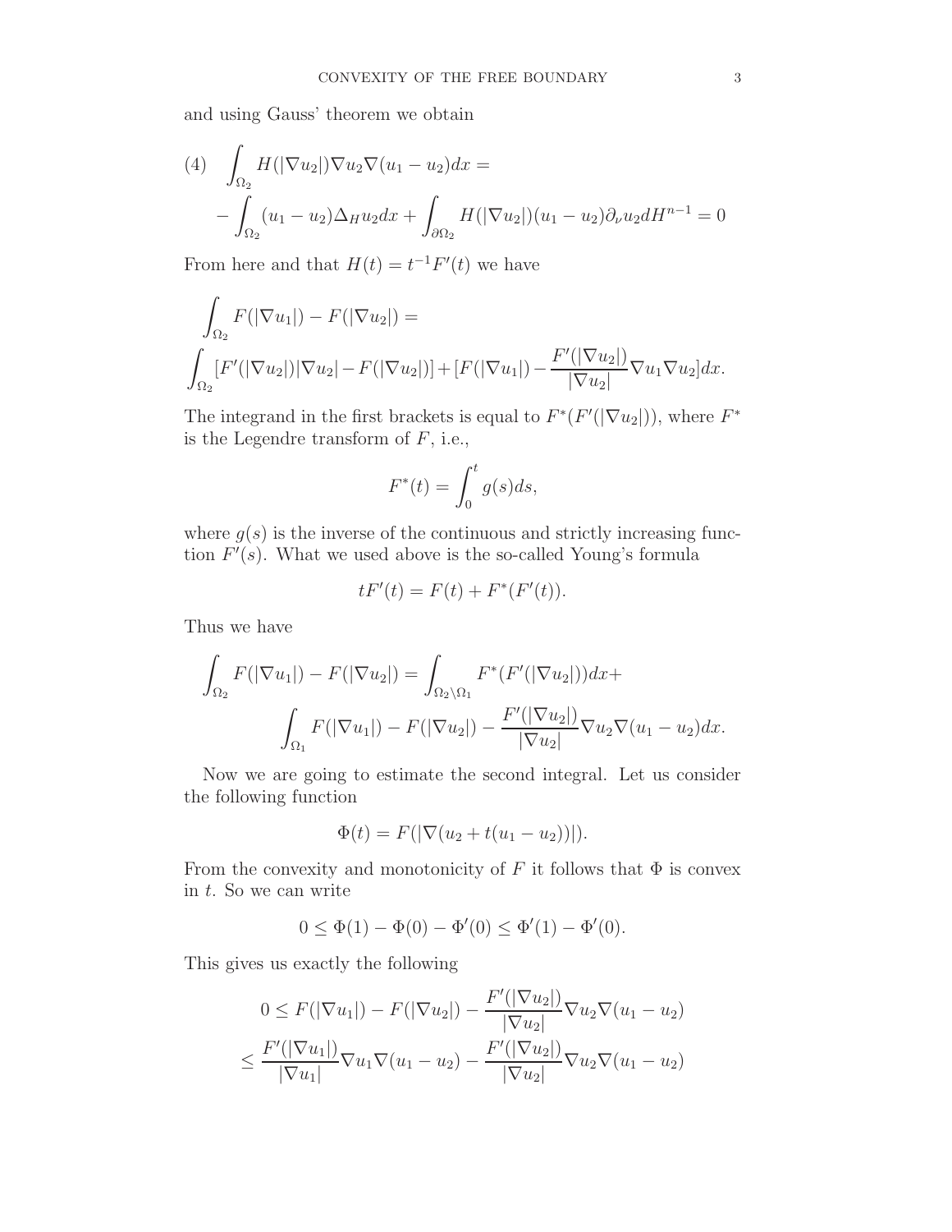and using Gauss' theorem we obtain

$$
\begin{aligned}
(4)\quad & \int_{\Omega_2} H(|\nabla u_2|)\nabla u_2 \nabla(u_1-u_2)dx = \\
& -\int_{\Omega_2}(u_1-u_2)\Delta_H u_2 dx + \int_{\partial\Omega_2} H(|\nabla u_2|)(u_1-u_2)\partial_\nu u_2 dH^{n-1} = 0
\end{aligned}
$$

From here and that $H(t) = t^{-1}F'(t)$ we have

$$
\begin{aligned}
& \int_{\Omega_2} F(|\nabla u_1|) - F(|\nabla u_2|) = \\
& \int_{\Omega_2} [F'(|\nabla u_2|)|\nabla u_2| - F(|\nabla u_2|)] + [F(|\nabla u_1|) - \frac{F'(|\nabla u_2|)}{|\nabla u_2|}\nabla u_1 \nabla u_2]dx.
\end{aligned}
$$

The integrand in the first brackets is equal to $F^*(F'(|\nabla u_2|))$, where $F^*$ is the Legendre transform of $F$, i.e.,

$$
F^*(t) = \int_0^t g(s)ds,
$$

where $g(s)$ is the inverse of the continuous and strictly increasing function $F'(s)$. What we used above is the so-called Young's formula

$$
tF'(t) = F(t) + F^*(F'(t)).
$$

Thus we have

$$
\begin{aligned}
\int_{\Omega_2} F(|\nabla u_1|) - F(|\nabla u_2|) &= \int_{\Omega_2\setminus\Omega_1} F^*(F'(|\nabla u_2|))dx + \\
& \int_{\Omega_1} F(|\nabla u_1|) - F(|\nabla u_2|) - \frac{F'(|\nabla u_2|)}{|\nabla u_2|}\nabla u_2 \nabla(u_1-u_2)dx.
\end{aligned}
$$

Now we are going to estimate the second integral. Let us consider the following function

$$
\Phi(t) = F(|\nabla(u_2 + t(u_1-u_2))|).
$$

From the convexity and monotonicity of $F$ it follows that $\Phi$ is convex in $t$. So we can write

$$
0 \le \Phi(1) - \Phi(0) - \Phi'(0) \le \Phi'(1) - \Phi'(0).
$$

This gives us exactly the following

$$
\begin{aligned}
& 0 \le F(|\nabla u_1|) - F(|\nabla u_2|) - \frac{F'(|\nabla u_2|)}{|\nabla u_2|}\nabla u_2 \nabla(u_1-u_2) \\
& \le \frac{F'(|\nabla u_1|)}{|\nabla u_1|}\nabla u_1 \nabla(u_1-u_2) - \frac{F'(|\nabla u_2|)}{|\nabla u_2|}\nabla u_2 \nabla(u_1-u_2)
\end{aligned}
$$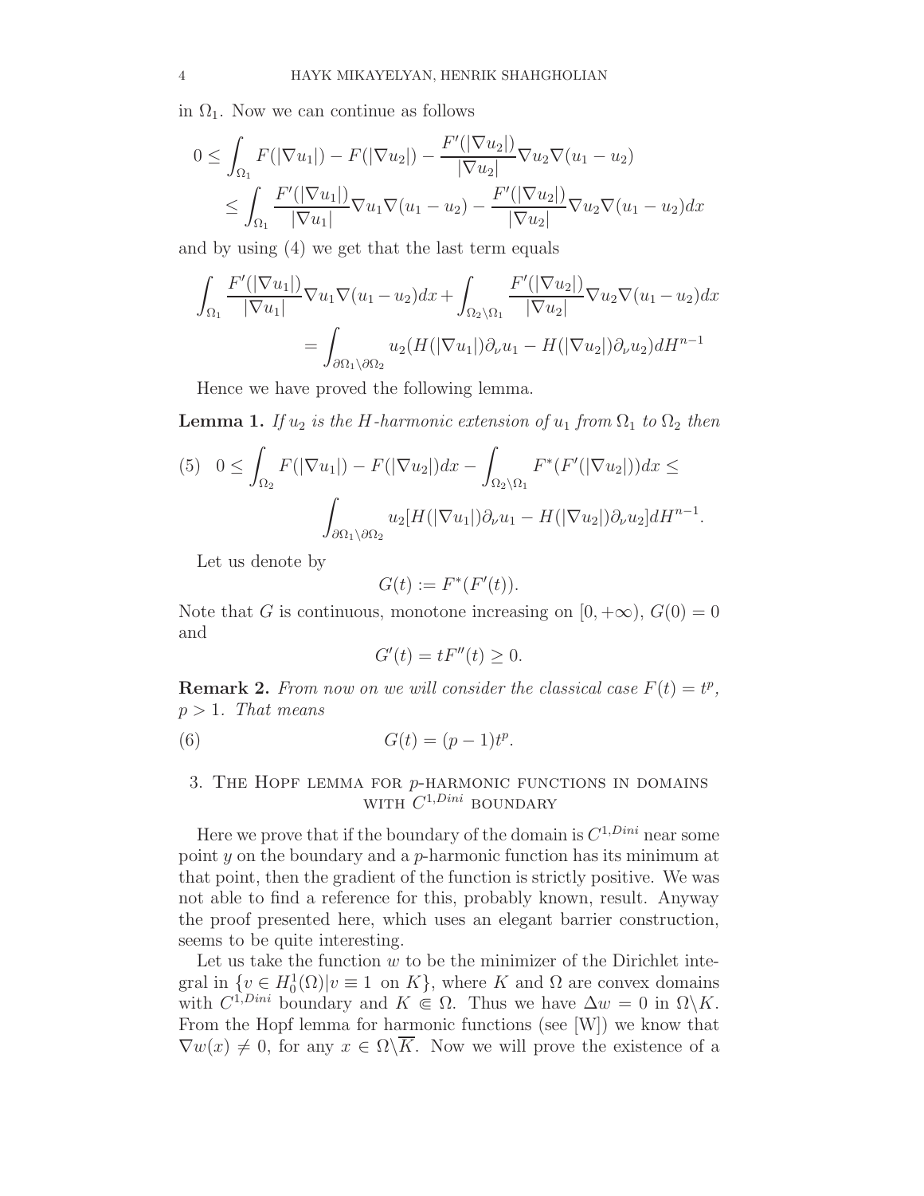in $\Omega_1$. Now we can continue as follows

$$
\begin{aligned}
0 &\leq \int_{\Omega_1} F(|\nabla u_1|) - F(|\nabla u_2|) - \frac{F'(|\nabla u_2|)}{|\nabla u_2|}\nabla u_2 \nabla(u_1 - u_2) \\
&\leq \int_{\Omega_1} \frac{F'(|\nabla u_1|)}{|\nabla u_1|}\nabla u_1 \nabla(u_1 - u_2) - \frac{F'(|\nabla u_2|)}{|\nabla u_2|}\nabla u_2 \nabla(u_1 - u_2) dx
\end{aligned}
$$

and by using (4) we get that the last term equals

$$
\begin{aligned}
\int_{\Omega_1} \frac{F'(|\nabla u_1|)}{|\nabla u_1|}\nabla u_1 \nabla(u_1 - u_2) dx + \int_{\Omega_2 \setminus \Omega_1} \frac{F'(|\nabla u_2|)}{|\nabla u_2|}\nabla u_2 \nabla(u_1 - u_2) dx \\
= \int_{\partial\Omega_1 \setminus \partial\Omega_2} u_2 (H(|\nabla u_1|)\partial_\nu u_1 - H(|\nabla u_2|)\partial_\nu u_2) dH^{n-1}
\end{aligned}
$$

Hence we have proved the following lemma.

**Lemma 1.** *If $u_2$ is the $H$-harmonic extension of $u_1$ from $\Omega_1$ to $\Omega_2$ then*

$$
\begin{aligned}
(5) \quad 0 \leq \int_{\Omega_2} F(|\nabla u_1|) - F(|\nabla u_2|) dx - \int_{\Omega_2 \setminus \Omega_1} F^*(F'(|\nabla u_2|)) dx \leq \\
\int_{\partial\Omega_1 \setminus \partial\Omega_2} u_2 [H(|\nabla u_1|)\partial_\nu u_1 - H(|\nabla u_2|)\partial_\nu u_2] dH^{n-1}.
\end{aligned}
$$

Let us denote by

$$
G(t) := F^*(F'(t)).
$$

Note that $G$ is continuous, monotone increasing on $[0, +\infty)$, $G(0) = 0$ and

$$
G'(t) = tF''(t) \geq 0.
$$

**Remark 2.** *From now on we will consider the classical case $F(t) = t^p$, $p > 1$. That means*

$$
G(t) = (p-1)t^p. \tag{6}
$$

## 3. The Hopf lemma for $p$-harmonic functions in domains with $C^{1,Dini}$ boundary

Here we prove that if the boundary of the domain is $C^{1,Dini}$ near some point $y$ on the boundary and a $p$-harmonic function has its minimum at that point, then the gradient of the function is strictly positive. We was not able to find a reference for this, probably known, result. Anyway the proof presented here, which uses an elegant barrier construction, seems to be quite interesting.

Let us take the function $w$ to be the minimizer of the Dirichlet integral in $\{v \in H_0^1(\Omega) | v \equiv 1 \text{ on } K\}$, where $K$ and $\Omega$ are convex domains with $C^{1,Dini}$ boundary and $K \Subset \Omega$. Thus we have $\Delta w = 0$ in $\Omega \setminus K$. From the Hopf lemma for harmonic functions (see [W]) we know that $\nabla w(x) \neq 0$, for any $x \in \Omega \setminus \overline{K}$. Now we will prove the existence of a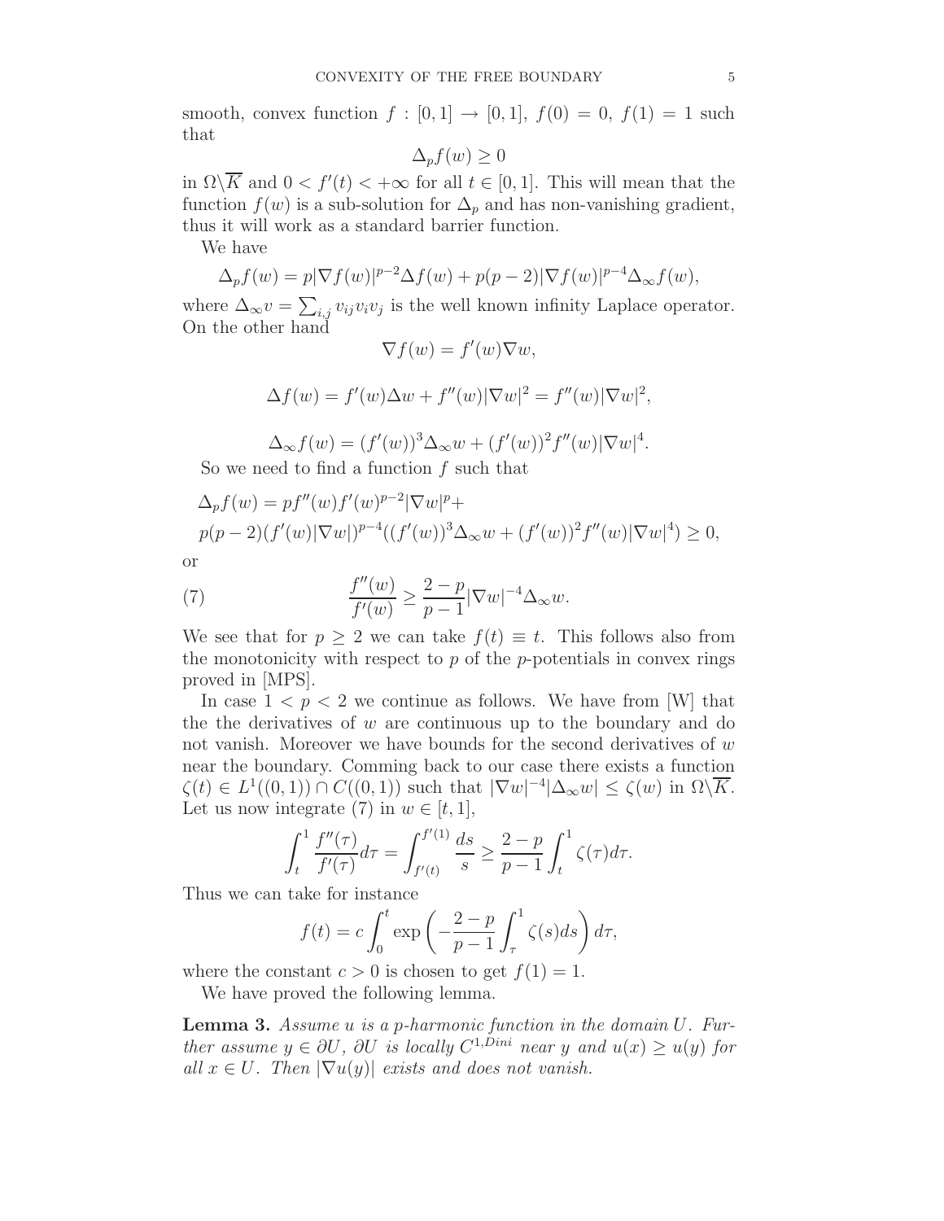smooth, convex function $f : [0,1] \to [0,1]$, $f(0) = 0$, $f(1) = 1$ such that

$$\Delta_p f(w) \geq 0$$

in $\Omega \backslash \overline{K}$ and $0 < f'(t) < +\infty$ for all $t \in [0,1]$. This will mean that the function $f(w)$ is a sub-solution for $\Delta_p$ and has non-vanishing gradient, thus it will work as a standard barrier function.

We have

$$\Delta_p f(w) = p|\nabla f(w)|^{p-2}\Delta f(w) + p(p-2)|\nabla f(w)|^{p-4}\Delta_\infty f(w),$$

where $\Delta_\infty v = \sum_{i,j} v_{ij} v_i v_j$ is the well known infinity Laplace operator. On the other hand

$$\nabla f(w) = f'(w)\nabla w,$$

$$\Delta f(w) = f'(w)\Delta w + f''(w)|\nabla w|^2 = f''(w)|\nabla w|^2,$$

$$\Delta_\infty f(w) = (f'(w))^3 \Delta_\infty w + (f'(w))^2 f''(w)|\nabla w|^4.$$

So we need to find a function $f$ such that

$$\Delta_p f(w) = pf''(w)f'(w)^{p-2}|\nabla w|^p +$$
$$p(p-2)(f'(w)|\nabla w|)^{p-4}((f'(w))^3\Delta_\infty w + (f'(w))^2 f''(w)|\nabla w|^4) \geq 0,$$

or

$$\frac{f''(w)}{f'(w)} \geq \frac{2-p}{p-1}|\nabla w|^{-4}\Delta_\infty w. \tag{7}$$

We see that for $p \geq 2$ we can take $f(t) \equiv t$. This follows also from the monotonicity with respect to $p$ of the $p$-potentials in convex rings proved in [MPS].

In case $1 < p < 2$ we continue as follows. We have from [W] that the the derivatives of $w$ are continuous up to the boundary and do not vanish. Moreover we have bounds for the second derivatives of $w$ near the boundary. Comming back to our case there exists a function $\zeta(t) \in L^1((0,1)) \cap C((0,1))$ such that $|\nabla w|^{-4}|\Delta_\infty w| \leq \zeta(w)$ in $\Omega\backslash\overline{K}$. Let us now integrate (7) in $w \in [t,1]$,

$$\int_t^1 \frac{f''(\tau)}{f'(\tau)}d\tau = \int_{f'(t)}^{f'(1)} \frac{ds}{s} \geq \frac{2-p}{p-1}\int_t^1 \zeta(\tau)d\tau.$$

Thus we can take for instance

$$f(t) = c\int_0^t \exp\left(-\frac{2-p}{p-1}\int_\tau^1 \zeta(s)ds\right)d\tau,$$

where the constant $c > 0$ is chosen to get $f(1) = 1$.

We have proved the following lemma.

**Lemma 3.** *Assume $u$ is a $p$-harmonic function in the domain $U$. Further assume $y \in \partial U$, $\partial U$ is locally $C^{1,Dini}$ near $y$ and $u(x) \geq u(y)$ for all $x \in U$. Then $|\nabla u(y)|$ exists and does not vanish.*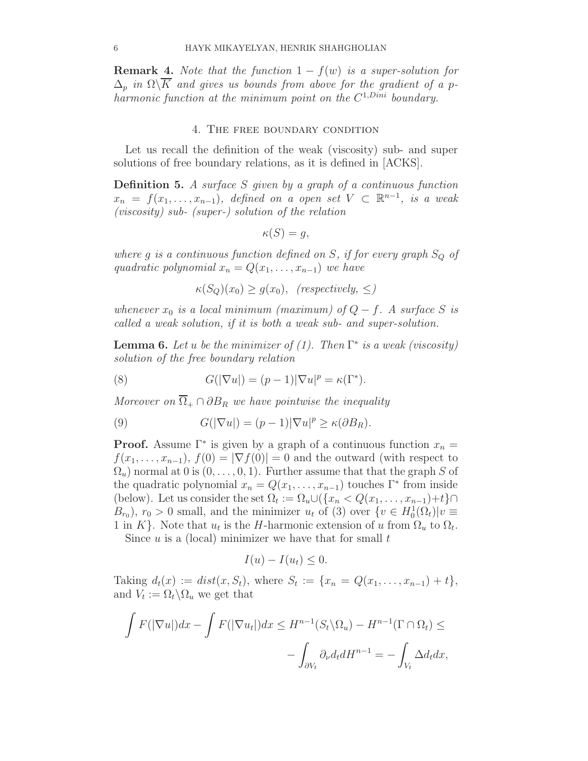**Remark 4.** *Note that the function $1 - f(w)$ is a super-solution for $\Delta_p$ in $\Omega \backslash \overline{K}$ and gives us bounds from above for the gradient of a p-harmonic function at the minimum point on the $C^{1,Dini}$ boundary.*

## 4. The free boundary condition

Let us recall the definition of the weak (viscosity) sub- and super solutions of free boundary relations, as it is defined in [ACKS].

**Definition 5.** *A surface $S$ given by a graph of a continuous function $x_n = f(x_1, \ldots, x_{n-1})$, defined on a open set $V \subset \mathbb{R}^{n-1}$, is a weak (viscosity) sub- (super-) solution of the relation*

$$\kappa(S) = g,$$

*where $g$ is a continuous function defined on $S$, if for every graph $S_Q$ of quadratic polynomial $x_n = Q(x_1, \ldots, x_{n-1})$ we have*

$$\kappa(S_Q)(x_0) \geq g(x_0), \quad \textit{(respectively, } \leq \textit{)}$$

*whenever $x_0$ is a local minimum (maximum) of $Q - f$. A surface $S$ is called a weak solution, if it is both a weak sub- and super-solution.*

**Lemma 6.** *Let $u$ be the minimizer of (1). Then $\Gamma^*$ is a weak (viscosity) solution of the free boundary relation*

$$G(|\nabla u|) = (p-1)|\nabla u|^p = \kappa(\Gamma^*). \tag{8}$$

*Moreover on $\overline{\Omega}_+ \cap \partial B_R$ we have pointwise the inequality*

$$G(|\nabla u|) = (p-1)|\nabla u|^p \geq \kappa(\partial B_R). \tag{9}$$

**Proof.** Assume $\Gamma^*$ is given by a graph of a continuous function $x_n = f(x_1, \ldots, x_{n-1})$, $f(0) = |\nabla f(0)| = 0$ and the outward (with respect to $\Omega_u$) normal at 0 is $(0, \ldots, 0, 1)$. Further assume that that the graph $S$ of the quadratic polynomial $x_n = Q(x_1, \ldots, x_{n-1})$ touches $\Gamma^*$ from inside (below). Let us consider the set $\Omega_t := \Omega_u \cup (\{x_n < Q(x_1, \ldots, x_{n-1}) + t\} \cap B_{r_0})$, $r_0 > 0$ small, and the minimizer $u_t$ of (3) over $\{v \in H_0^1(\Omega_t) | v \equiv 1 \text{ in } K\}$. Note that $u_t$ is the $H$-harmonic extension of $u$ from $\Omega_u$ to $\Omega_t$.

Since $u$ is a (local) minimizer we have that for small $t$

$$I(u) - I(u_t) \leq 0.$$

Taking $d_t(x) := dist(x, S_t)$, where $S_t := \{x_n = Q(x_1, \ldots, x_{n-1}) + t\}$, and $V_t := \Omega_t \backslash \Omega_u$ we get that

$$\int F(|\nabla u|)dx - \int F(|\nabla u_t|)dx \leq H^{n-1}(S_t \backslash \Omega_u) - H^{n-1}(\Gamma \cap \Omega_t) \leq$$

$$- \int_{\partial V_t} \partial_\nu d_t dH^{n-1} = - \int_{V_t} \Delta d_t dx,$$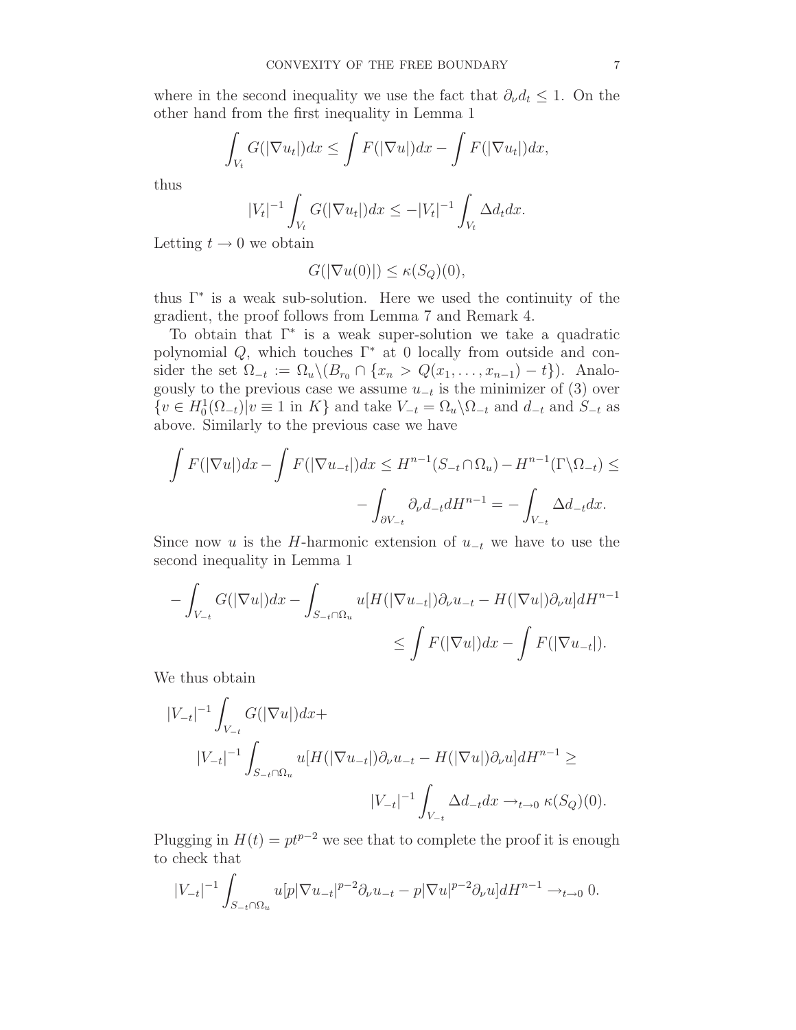where in the second inequality we use the fact that $\partial_\nu d_t \leq 1$. On the other hand from the first inequality in Lemma 1

$$\int_{V_t} G(|\nabla u_t|)dx \leq \int F(|\nabla u|)dx - \int F(|\nabla u_t|)dx,$$

thus

$$|V_t|^{-1} \int_{V_t} G(|\nabla u_t|)dx \leq -|V_t|^{-1} \int_{V_t} \Delta d_t dx.$$

Letting $t \to 0$ we obtain

$$G(|\nabla u(0)|) \leq \kappa(S_Q)(0),$$

thus $\Gamma^*$ is a weak sub-solution. Here we used the continuity of the gradient, the proof follows from Lemma 7 and Remark 4.

To obtain that $\Gamma^*$ is a weak super-solution we take a quadratic polynomial $Q$, which touches $\Gamma^*$ at 0 locally from outside and consider the set $\Omega_{-t} := \Omega_u \backslash (B_{r_0} \cap \{x_n > Q(x_1, \ldots, x_{n-1}) - t\})$. Analogously to the previous case we assume $u_{-t}$ is the minimizer of (3) over $\{v \in H_0^1(\Omega_{-t}) | v \equiv 1 \text{ in } K\}$ and take $V_{-t} = \Omega_u \backslash \Omega_{-t}$ and $d_{-t}$ and $S_{-t}$ as above. Similarly to the previous case we have

$$\int F(|\nabla u|)dx - \int F(|\nabla u_{-t}|)dx \leq H^{n-1}(S_{-t} \cap \Omega_u) - H^{n-1}(\Gamma \backslash \Omega_{-t}) \leq$$

$$- \int_{\partial V_{-t}} \partial_\nu d_{-t} dH^{n-1} = - \int_{V_{-t}} \Delta d_{-t} dx.$$

Since now $u$ is the $H$-harmonic extension of $u_{-t}$ we have to use the second inequality in Lemma 1

$$- \int_{V_{-t}} G(|\nabla u|)dx - \int_{S_{-t} \cap \Omega_u} u[H(|\nabla u_{-t}|)\partial_\nu u_{-t} - H(|\nabla u|)\partial_\nu u]dH^{n-1}$$

$$\leq \int F(|\nabla u|)dx - \int F(|\nabla u_{-t}|).$$

We thus obtain

$$|V_{-t}|^{-1} \int_{V_{-t}} G(|\nabla u|)dx +$$

$$|V_{-t}|^{-1} \int_{S_{-t} \cap \Omega_u} u[H(|\nabla u_{-t}|)\partial_\nu u_{-t} - H(|\nabla u|)\partial_\nu u]dH^{n-1} \geq$$

$$|V_{-t}|^{-1} \int_{V_{-t}} \Delta d_{-t} dx \to_{t \to 0} \kappa(S_Q)(0).$$

Plugging in $H(t) = pt^{p-2}$ we see that to complete the proof it is enough to check that

$$|V_{-t}|^{-1} \int_{S_{-t} \cap \Omega_u} u[p|\nabla u_{-t}|^{p-2}\partial_\nu u_{-t} - p|\nabla u|^{p-2}\partial_\nu u]dH^{n-1} \to_{t \to 0} 0.$$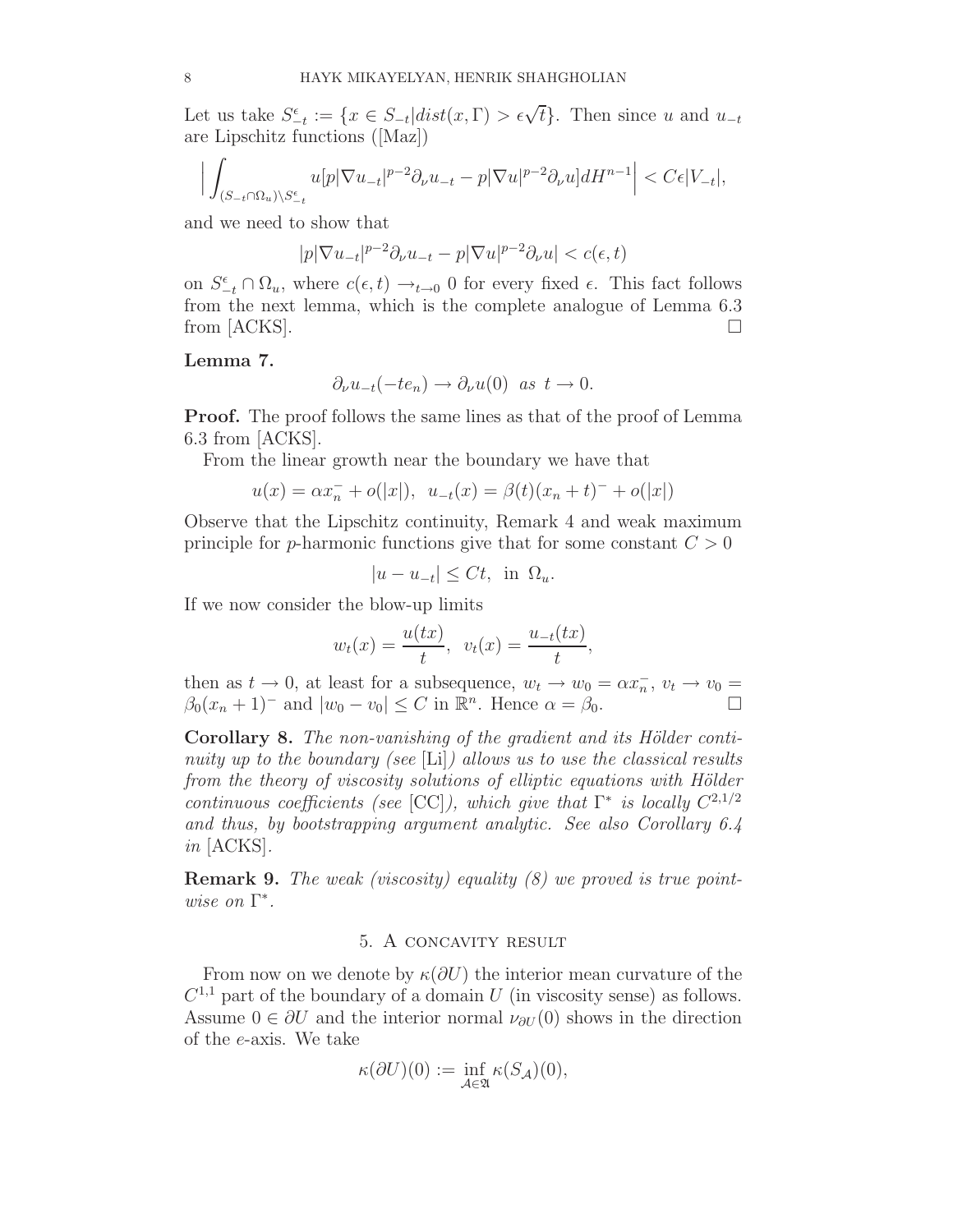Let us take $S^\epsilon_{-t} := \{x \in S_{-t} | dist(x, \Gamma) > \epsilon\sqrt{t}\}$. Then since $u$ and $u_{-t}$ are Lipschitz functions ([Maz])

$$
\Big| \int_{(S_{-t}\cap\Omega_u)\setminus S^\epsilon_{-t}} u[p|\nabla u_{-t}|^{p-2}\partial_\nu u_{-t} - p|\nabla u|^{p-2}\partial_\nu u] dH^{n-1}\Big| < C\epsilon |V_{-t}|,
$$

and we need to show that

$$
|p|\nabla u_{-t}|^{p-2}\partial_\nu u_{-t} - p|\nabla u|^{p-2}\partial_\nu u| < c(\epsilon, t)
$$

on $S^\epsilon_{-t} \cap \Omega_u$, where $c(\epsilon, t) \to_{t\to 0} 0$ for every fixed $\epsilon$. This fact follows from the next lemma, which is the complete analogue of Lemma 6.3 from [ACKS]. $\Box$

**Lemma 7.**

$$
\partial_\nu u_{-t}(-te_n) \to \partial_\nu u(0) \;\; as \;\; t \to 0.
$$

**Proof.** The proof follows the same lines as that of the proof of Lemma 6.3 from [ACKS].

From the linear growth near the boundary we have that

$$
u(x) = \alpha x_n^- + o(|x|), \;\; u_{-t}(x) = \beta(t)(x_n + t)^- + o(|x|)
$$

Observe that the Lipschitz continuity, Remark 4 and weak maximum principle for $p$-harmonic functions give that for some constant $C > 0$

$$
|u - u_{-t}| \leq Ct, \;\; \text{in } \Omega_u.
$$

If we now consider the blow-up limits

$$
w_t(x) = \frac{u(tx)}{t}, \;\; v_t(x) = \frac{u_{-t}(tx)}{t},
$$

then as $t \to 0$, at least for a subsequence, $w_t \to w_0 = \alpha x_n^-$, $v_t \to v_0 = \beta_0(x_n + 1)^-$ and $|w_0 - v_0| \leq C$ in $\mathbb{R}^n$. Hence $\alpha = \beta_0$. $\Box$

**Corollary 8.** *The non-vanishing of the gradient and its Hölder continuity up to the boundary (see* [Li]*) allows us to use the classical results from the theory of viscosity solutions of elliptic equations with Hölder continuous coefficients (see* [CC]*), which give that $\Gamma^*$ is locally $C^{2,1/2}$ and thus, by bootstrapping argument analytic. See also Corollary 6.4 in* [ACKS].

**Remark 9.** *The weak (viscosity) equality (8) we proved is true pointwise on $\Gamma^*$.*

## 5. A concavity result

From now on we denote by $\kappa(\partial U)$ the interior mean curvature of the $C^{1,1}$ part of the boundary of a domain $U$ (in viscosity sense) as follows. Assume $0 \in \partial U$ and the interior normal $\nu_{\partial U}(0)$ shows in the direction of the $e$-axis. We take

$$
\kappa(\partial U)(0) := \inf_{\mathcal{A}\in\mathfrak{A}} \kappa(S_{\mathcal{A}})(0),
$$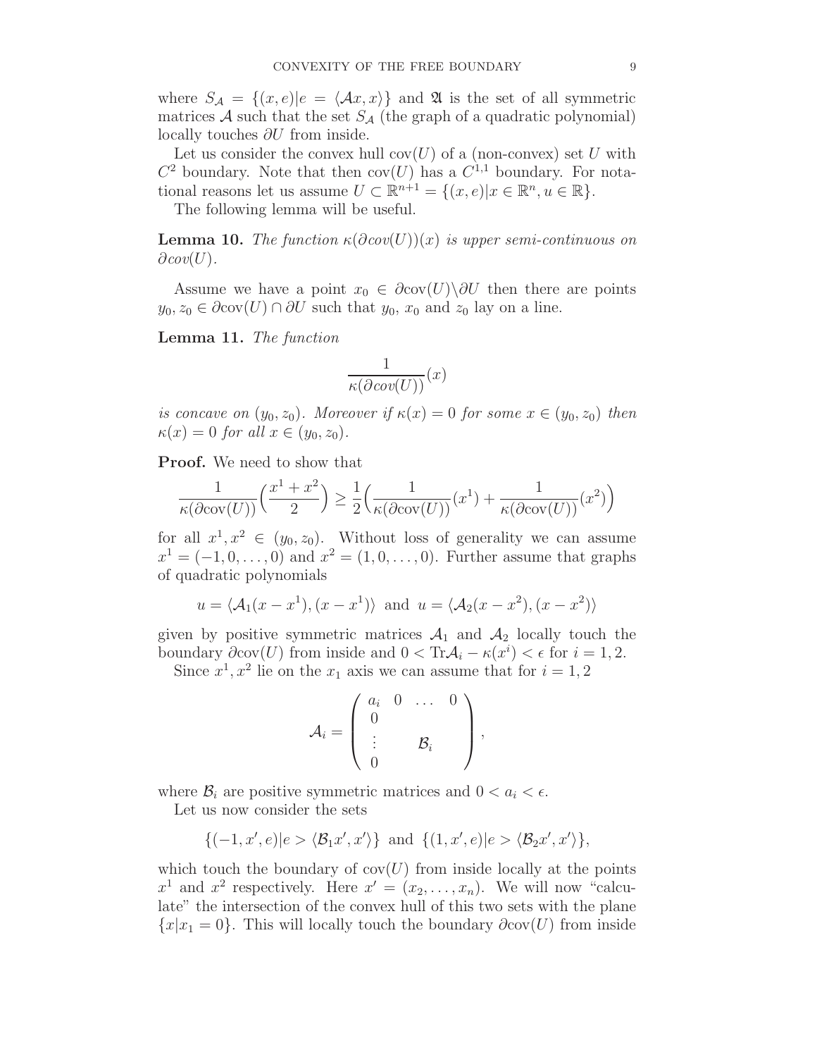where $S_{\mathcal{A}} = \{(x, e) | e = \langle \mathcal{A}x, x \rangle\}$ and $\mathfrak{A}$ is the set of all symmetric matrices $\mathcal{A}$ such that the set $S_{\mathcal{A}}$ (the graph of a quadratic polynomial) locally touches $\partial U$ from inside.

Let us consider the convex hull $\text{cov}(U)$ of a (non-convex) set $U$ with $C^2$ boundary. Note that then $\text{cov}(U)$ has a $C^{1,1}$ boundary. For notational reasons let us assume $U \subset \mathbb{R}^{n+1} = \{(x, e) | x \in \mathbb{R}^n, u \in \mathbb{R}\}$.

The following lemma will be useful.

**Lemma 10.** *The function $\kappa(\partial cov(U))(x)$ is upper semi-continuous on $\partial cov(U)$.*

Assume we have a point $x_0 \in \partial\text{cov}(U) \setminus \partial U$ then there are points $y_0, z_0 \in \partial\text{cov}(U) \cap \partial U$ such that $y_0$, $x_0$ and $z_0$ lay on a line.

**Lemma 11.** *The function*

$$\frac{1}{\kappa(\partial cov(U))}(x)$$

*is concave on $(y_0, z_0)$. Moreover if $\kappa(x) = 0$ for some $x \in (y_0, z_0)$ then $\kappa(x) = 0$ for all $x \in (y_0, z_0)$.*

**Proof.** We need to show that

$$\frac{1}{\kappa(\partial\text{cov}(U))}\Big(\frac{x^1 + x^2}{2}\Big) \geq \frac{1}{2}\Big(\frac{1}{\kappa(\partial\text{cov}(U))}(x^1) + \frac{1}{\kappa(\partial\text{cov}(U))}(x^2)\Big)$$

for all $x^1, x^2 \in (y_0, z_0)$. Without loss of generality we can assume $x^1 = (-1, 0, \ldots, 0)$ and $x^2 = (1, 0, \ldots, 0)$. Further assume that graphs of quadratic polynomials

$$u = \langle \mathcal{A}_1(x - x^1), (x - x^1)\rangle \text{ and } u = \langle \mathcal{A}_2(x - x^2), (x - x^2)\rangle$$

given by positive symmetric matrices $\mathcal{A}_1$ and $\mathcal{A}_2$ locally touch the boundary $\partial\text{cov}(U)$ from inside and $0 < \text{Tr}\mathcal{A}_i - \kappa(x^i) < \epsilon$ for $i = 1, 2$.

Since $x^1, x^2$ lie on the $x_1$ axis we can assume that for $i = 1, 2$

$$\mathcal{A}_i = \begin{pmatrix} a_i & 0 & \ldots & 0 \\ 0 & & & \\ \vdots & & \mathcal{B}_i & \\ 0 & & & \end{pmatrix},$$

where $\mathcal{B}_i$ are positive symmetric matrices and $0 < a_i < \epsilon$.

Let us now consider the sets

$$\{(-1, x', e) | e > \langle \mathcal{B}_1 x', x'\rangle\} \text{ and } \{(1, x', e) | e > \langle \mathcal{B}_2 x', x'\rangle\},$$

which touch the boundary of $\text{cov}(U)$ from inside locally at the points $x^1$ and $x^2$ respectively. Here $x' = (x_2, \ldots, x_n)$. We will now "calculate" the intersection of the convex hull of this two sets with the plane $\{x | x_1 = 0\}$. This will locally touch the boundary $\partial\text{cov}(U)$ from inside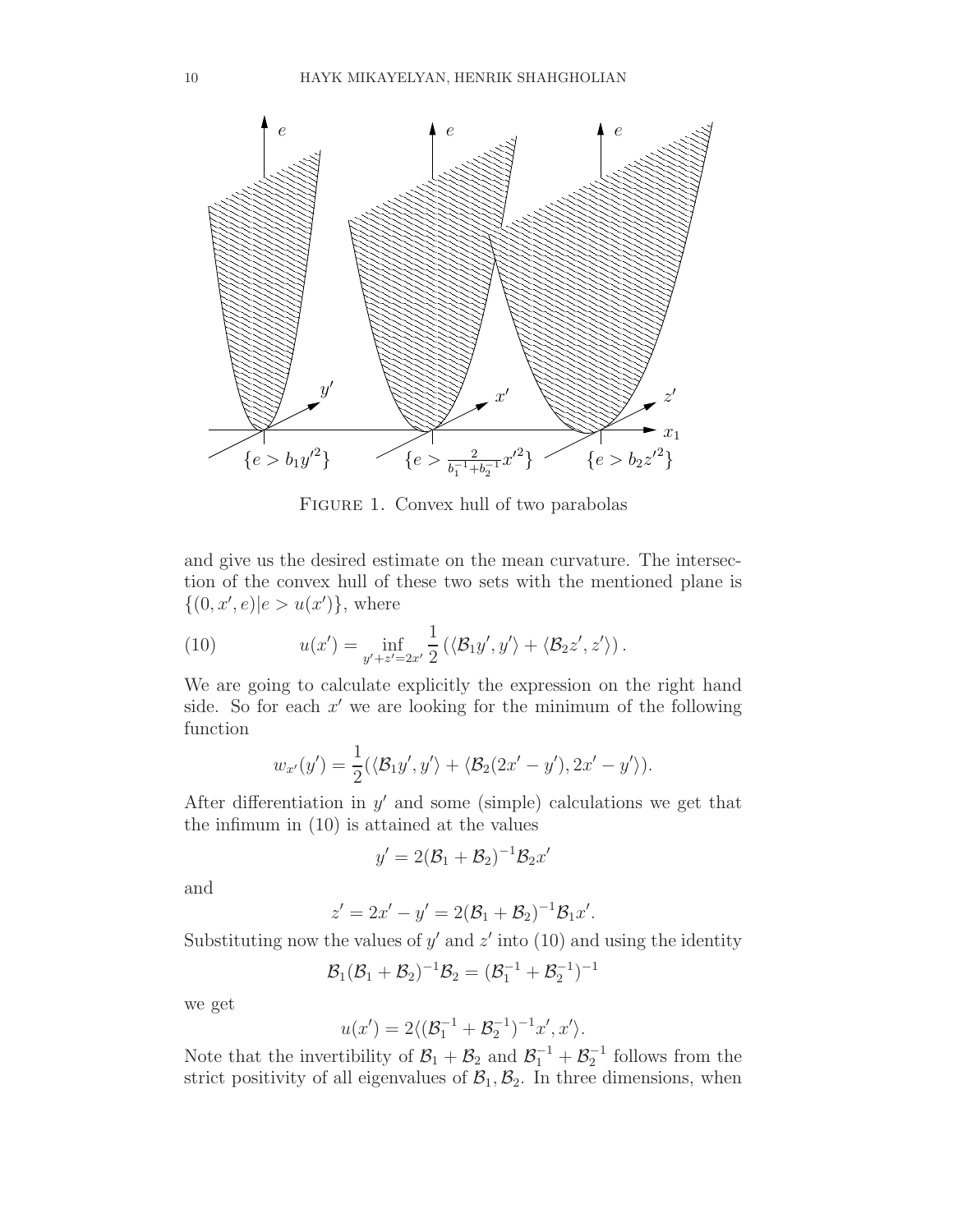FIGURE 1. Convex hull of two parabolas

and give us the desired estimate on the mean curvature. The intersection of the convex hull of these two sets with the mentioned plane is $\{(0, x', e) | e > u(x')\}$, where

$$u(x') = \inf_{y'+z'=2x'} \frac{1}{2} \left( \langle \mathcal{B}_1 y', y' \rangle + \langle \mathcal{B}_2 z', z' \rangle \right). \tag{10}$$

We are going to calculate explicitly the expression on the right hand side. So for each $x'$ we are looking for the minimum of the following function

$$w_{x'}(y') = \frac{1}{2}(\langle \mathcal{B}_1 y', y' \rangle + \langle \mathcal{B}_2(2x' - y'), 2x' - y' \rangle).$$

After differentiation in $y'$ and some (simple) calculations we get that the infimum in (10) is attained at the values

$$y' = 2(\mathcal{B}_1 + \mathcal{B}_2)^{-1}\mathcal{B}_2 x'$$

and

$$z' = 2x' - y' = 2(\mathcal{B}_1 + \mathcal{B}_2)^{-1}\mathcal{B}_1 x'.$$

Substituting now the values of $y'$ and $z'$ into (10) and using the identity

$$\mathcal{B}_1(\mathcal{B}_1 + \mathcal{B}_2)^{-1}\mathcal{B}_2 = (\mathcal{B}_1^{-1} + \mathcal{B}_2^{-1})^{-1}$$

we get

$$u(x') = 2\langle (\mathcal{B}_1^{-1} + \mathcal{B}_2^{-1})^{-1} x', x' \rangle.$$

Note that the invertibility of $\mathcal{B}_1 + \mathcal{B}_2$ and $\mathcal{B}_1^{-1} + \mathcal{B}_2^{-1}$ follows from the strict positivity of all eigenvalues of $\mathcal{B}_1, \mathcal{B}_2$. In three dimensions, when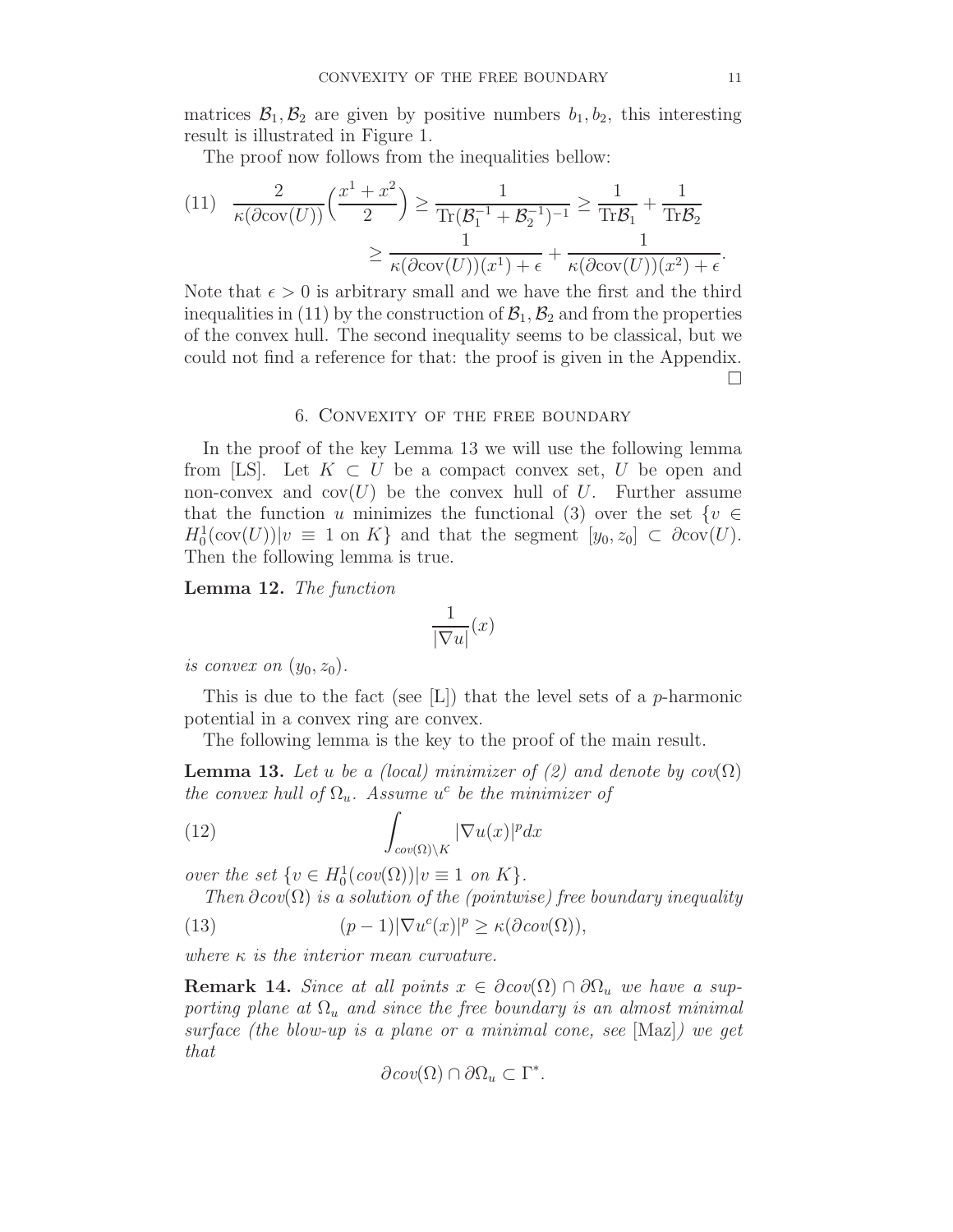matrices $\mathcal{B}_1, \mathcal{B}_2$ are given by positive numbers $b_1, b_2$, this interesting result is illustrated in Figure 1.

The proof now follows from the inequalities bellow:

$$
\begin{aligned}
(11)\quad \frac{2}{\kappa(\partial \text{cov}(U))}\Big(\frac{x^1+x^2}{2}\Big) &\geq \frac{1}{\text{Tr}(\mathcal{B}_1^{-1}+\mathcal{B}_2^{-1})^{-1}} \geq \frac{1}{\text{Tr}\mathcal{B}_1}+\frac{1}{\text{Tr}\mathcal{B}_2} \\
&\geq \frac{1}{\kappa(\partial \text{cov}(U))(x^1)+\epsilon}+\frac{1}{\kappa(\partial \text{cov}(U))(x^2)+\epsilon}.
\end{aligned}
$$

Note that $\epsilon > 0$ is arbitrary small and we have the first and the third inequalities in (11) by the construction of $\mathcal{B}_1, \mathcal{B}_2$ and from the properties of the convex hull. The second inequality seems to be classical, but we could not find a reference for that: the proof is given in the Appendix. □

## 6. Convexity of the free boundary

In the proof of the key Lemma 13 we will use the following lemma from [LS]. Let $K \subset U$ be a compact convex set, $U$ be open and non-convex and $\text{cov}(U)$ be the convex hull of $U$. Further assume that the function $u$ minimizes the functional (3) over the set $\{v \in H_0^1(\text{cov}(U)) | v \equiv 1 \text{ on } K\}$ and that the segment $[y_0, z_0] \subset \partial\text{cov}(U)$. Then the following lemma is true.

**Lemma 12.** *The function*

$$\frac{1}{|\nabla u|}(x)$$

*is convex on* $(y_0, z_0)$.

This is due to the fact (see [L]) that the level sets of a $p$-harmonic potential in a convex ring are convex.

The following lemma is the key to the proof of the main result.

**Lemma 13.** *Let $u$ be a (local) minimizer of (2) and denote by $cov(\Omega)$ the convex hull of $\Omega_u$. Assume $u^c$ be the minimizer of*

$$(12)\qquad \int_{cov(\Omega)\setminus K} |\nabla u(x)|^p dx$$

*over the set $\{v \in H_0^1(cov(\Omega)) | v \equiv 1 \text{ on } K\}$.*

*Then $\partial cov(\Omega)$ is a solution of the (pointwise) free boundary inequality*

$$(13)\qquad (p-1)|\nabla u^c(x)|^p \geq \kappa(\partial cov(\Omega)),$$

*where $\kappa$ is the interior mean curvature.*

**Remark 14.** *Since at all points $x \in \partial cov(\Omega) \cap \partial\Omega_u$ we have a supporting plane at $\Omega_u$ and since the free boundary is an almost minimal surface (the blow-up is a plane or a minimal cone, see* [Maz]*) we get that*

$$\partial cov(\Omega) \cap \partial\Omega_u \subset \Gamma^*.$$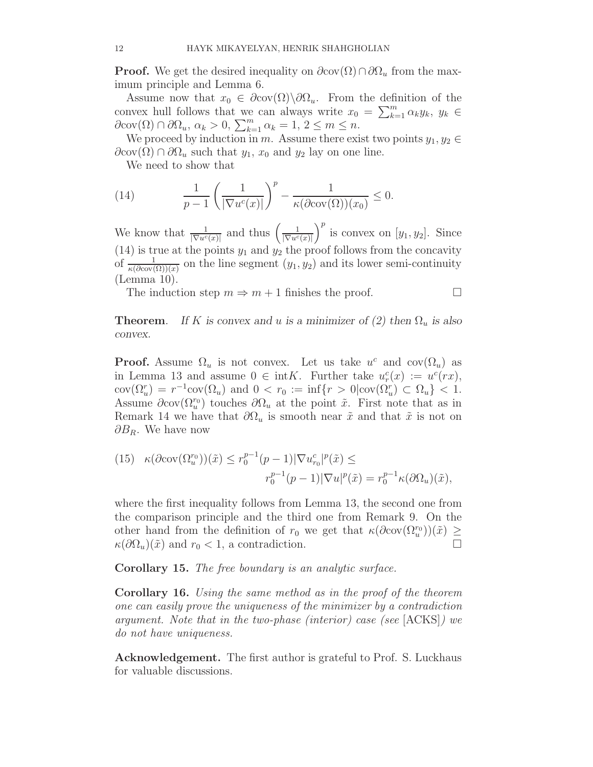**Proof.** We get the desired inequality on $\partial\mathrm{cov}(\Omega)\cap\partial\Omega_u$ from the maximum principle and Lemma 6.

Assume now that $x_0 \in \partial\mathrm{cov}(\Omega)\backslash\partial\Omega_u$. From the definition of the convex hull follows that we can always write $x_0 = \sum_{k=1}^m \alpha_k y_k$, $y_k \in \partial\mathrm{cov}(\Omega)\cap\partial\Omega_u$, $\alpha_k > 0$, $\sum_{k=1}^m \alpha_k = 1$, $2 \le m \le n$.

We proceed by induction in $m$. Assume there exist two points $y_1, y_2 \in \partial\mathrm{cov}(\Omega)\cap\partial\Omega_u$ such that $y_1$, $x_0$ and $y_2$ lay on one line.

We need to show that

$$\frac{1}{p-1}\left(\frac{1}{|\nabla u^c(x)|}\right)^p - \frac{1}{\kappa(\partial\mathrm{cov}(\Omega))(x_0)} \le 0. \tag{14}$$

We know that $\frac{1}{|\nabla u^c(x)|}$ and thus $\left(\frac{1}{|\nabla u^c(x)|}\right)^p$ is convex on $[y_1, y_2]$. Since (14) is true at the points $y_1$ and $y_2$ the proof follows from the concavity of $\frac{1}{\kappa(\partial\mathrm{cov}(\Omega))(x)}$ on the line segment $(y_1, y_2)$ and its lower semi-continuity (Lemma 10).

The induction step $m \Rightarrow m+1$ finishes the proof. $\square$

**Theorem**. *If $K$ is convex and $u$ is a minimizer of (2) then $\Omega_u$ is also convex.*

**Proof.** Assume $\Omega_u$ is not convex. Let us take $u^c$ and $\mathrm{cov}(\Omega_u)$ as in Lemma 13 and assume $0 \in \mathrm{int}K$. Further take $u_r^c(x) := u^c(rx)$, $\mathrm{cov}(\Omega_u^r) = r^{-1}\mathrm{cov}(\Omega_u)$ and $0 < r_0 := \inf\{r > 0 | \mathrm{cov}(\Omega_u^r) \subset \Omega_u\} < 1$. Assume $\partial\mathrm{cov}(\Omega_u^{r_0})$ touches $\partial\Omega_u$ at the point $\tilde{x}$. First note that as in Remark 14 we have that $\partial\Omega_u$ is smooth near $\tilde{x}$ and that $\tilde{x}$ is not on $\partial B_R$. We have now

$$\begin{aligned}\kappa(\partial\mathrm{cov}(\Omega_u^{r_0}))(\tilde{x}) &\le r_0^{p-1}(p-1)|\nabla u_{r_0}^c|^p(\tilde{x}) \le \\ &r_0^{p-1}(p-1)|\nabla u|^p(\tilde{x}) = r_0^{p-1}\kappa(\partial\Omega_u)(\tilde{x}),\end{aligned} \tag{15}$$

where the first inequality follows from Lemma 13, the second one from the comparison principle and the third one from Remark 9. On the other hand from the definition of $r_0$ we get that $\kappa(\partial\mathrm{cov}(\Omega_u^{r_0}))(\tilde{x}) \ge \kappa(\partial\Omega_u)(\tilde{x})$ and $r_0 < 1$, a contradiction. $\square$

**Corollary 15.** *The free boundary is an analytic surface.*

**Corollary 16.** *Using the same method as in the proof of the theorem one can easily prove the uniqueness of the minimizer by a contradiction argument. Note that in the two-phase (interior) case (see* [ACKS]*) we do not have uniqueness.*

**Acknowledgement.** The first author is grateful to Prof. S. Luckhaus for valuable discussions.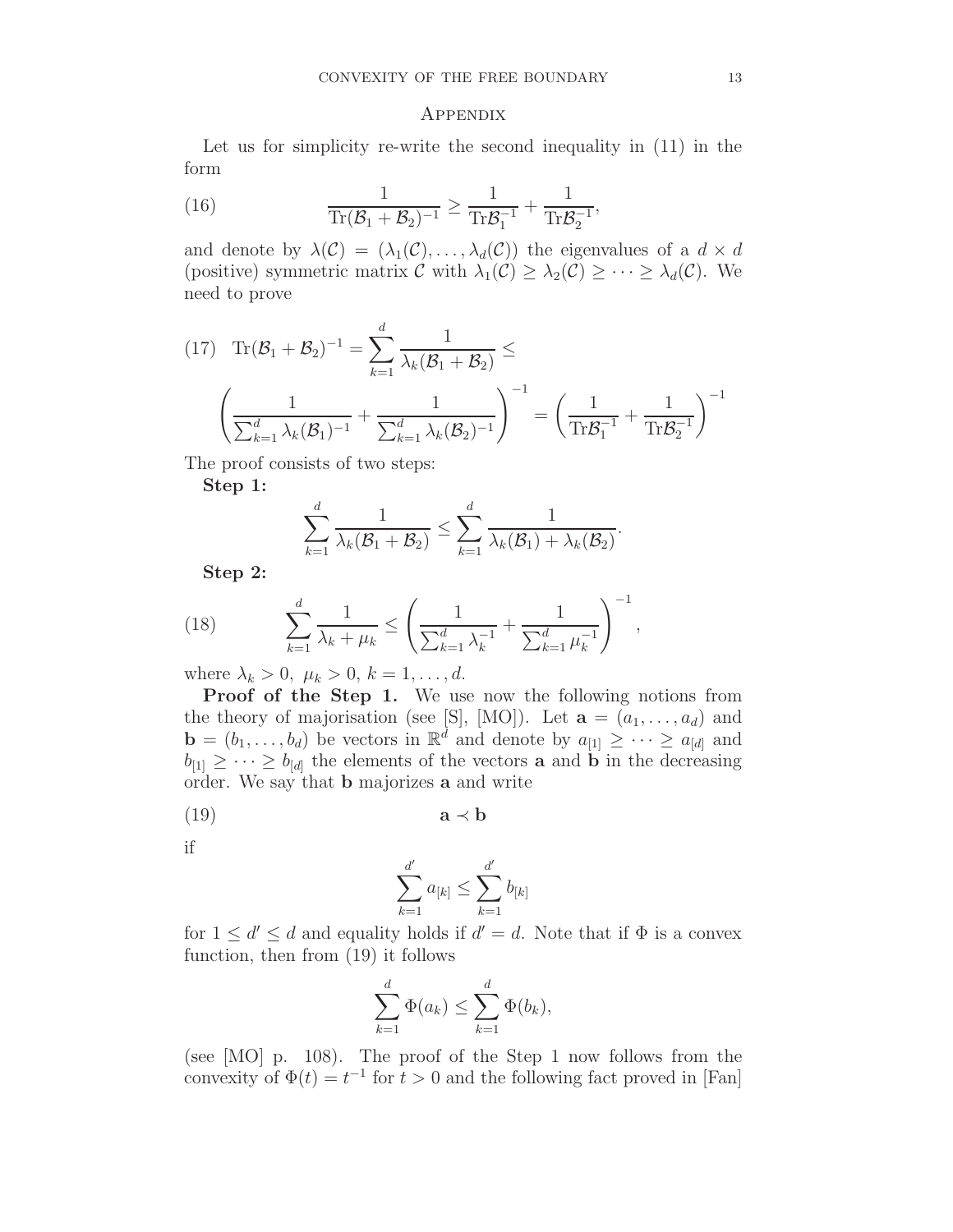## Appendix

Let us for simplicity re-write the second inequality in (11) in the form

$$\frac{1}{\mathrm{Tr}(\mathcal{B}_1+\mathcal{B}_2)^{-1}} \geq \frac{1}{\mathrm{Tr}\mathcal{B}_1^{-1}} + \frac{1}{\mathrm{Tr}\mathcal{B}_2^{-1}}, \tag{16}$$

and denote by $\lambda(\mathcal{C}) = (\lambda_1(\mathcal{C}), \ldots, \lambda_d(\mathcal{C}))$ the eigenvalues of a $d \times d$ (positive) symmetric matrix $\mathcal{C}$ with $\lambda_1(\mathcal{C}) \geq \lambda_2(\mathcal{C}) \geq \cdots \geq \lambda_d(\mathcal{C})$. We need to prove

$$\mathrm{Tr}(\mathcal{B}_1+\mathcal{B}_2)^{-1} = \sum_{k=1}^{d} \frac{1}{\lambda_k(\mathcal{B}_1+\mathcal{B}_2)} \leq \left( \frac{1}{\sum_{k=1}^{d} \lambda_k(\mathcal{B}_1)^{-1}} + \frac{1}{\sum_{k=1}^{d} \lambda_k(\mathcal{B}_2)^{-1}} \right)^{-1} = \left( \frac{1}{\mathrm{Tr}\mathcal{B}_1^{-1}} + \frac{1}{\mathrm{Tr}\mathcal{B}_2^{-1}} \right)^{-1} \tag{17}$$

The proof consists of two steps:

**Step 1:**

$$\sum_{k=1}^{d} \frac{1}{\lambda_k(\mathcal{B}_1+\mathcal{B}_2)} \leq \sum_{k=1}^{d} \frac{1}{\lambda_k(\mathcal{B}_1)+\lambda_k(\mathcal{B}_2)}.$$

**Step 2:**

$$\sum_{k=1}^{d} \frac{1}{\lambda_k+\mu_k} \leq \left( \frac{1}{\sum_{k=1}^{d} \lambda_k^{-1}} + \frac{1}{\sum_{k=1}^{d} \mu_k^{-1}} \right)^{-1}, \tag{18}$$

where $\lambda_k > 0,\ \mu_k > 0,\ k = 1, \ldots, d$.

**Proof of the Step 1.** We use now the following notions from the theory of majorisation (see [S], [MO]). Let $\mathbf{a} = (a_1, \ldots, a_d)$ and $\mathbf{b} = (b_1, \ldots, b_d)$ be vectors in $\mathbb{R}^d$ and denote by $a_{[1]} \geq \cdots \geq a_{[d]}$ and $b_{[1]} \geq \cdots \geq b_{[d]}$ the elements of the vectors $\mathbf{a}$ and $\mathbf{b}$ in the decreasing order. We say that $\mathbf{b}$ majorizes $\mathbf{a}$ and write

$$\mathbf{a} \prec \mathbf{b} \tag{19}$$

if

$$\sum_{k=1}^{d'} a_{[k]} \leq \sum_{k=1}^{d'} b_{[k]}$$

for $1 \leq d' \leq d$ and equality holds if $d' = d$. Note that if $\Phi$ is a convex function, then from (19) it follows

$$\sum_{k=1}^{d} \Phi(a_k) \leq \sum_{k=1}^{d} \Phi(b_k),$$

(see [MO] p. 108). The proof of the Step 1 now follows from the convexity of $\Phi(t) = t^{-1}$ for $t > 0$ and the following fact proved in [Fan]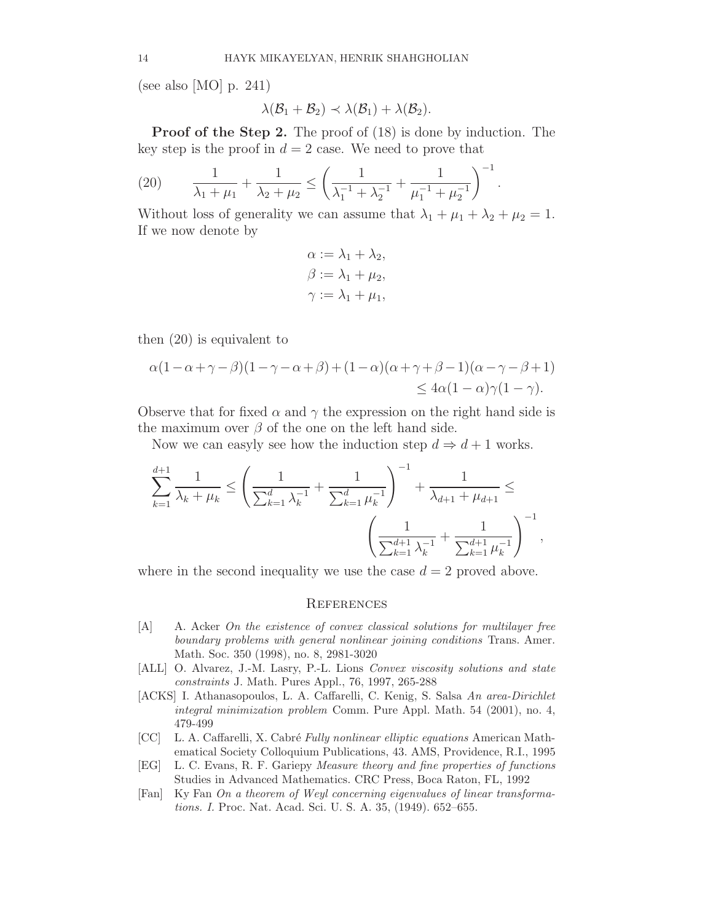(see also [MO] p. 241)

$$\lambda(\mathcal{B}_1 + \mathcal{B}_2) \prec \lambda(\mathcal{B}_1) + \lambda(\mathcal{B}_2).$$

**Proof of the Step 2.** The proof of (18) is done by induction. The key step is the proof in $d = 2$ case. We need to prove that

$$\frac{1}{\lambda_1 + \mu_1} + \frac{1}{\lambda_2 + \mu_2} \leq \left( \frac{1}{\lambda_1^{-1} + \lambda_2^{-1}} + \frac{1}{\mu_1^{-1} + \mu_2^{-1}} \right)^{-1}. \tag{20}$$

Without loss of generality we can assume that $\lambda_1 + \mu_1 + \lambda_2 + \mu_2 = 1$. If we now denote by

$$\begin{aligned}
\alpha &:= \lambda_1 + \lambda_2, \\
\beta &:= \lambda_1 + \mu_2, \\
\gamma &:= \lambda_1 + \mu_1,
\end{aligned}$$

then (20) is equivalent to

$$\alpha(1-\alpha+\gamma-\beta)(1-\gamma-\alpha+\beta) + (1-\alpha)(\alpha+\gamma+\beta-1)(\alpha-\gamma-\beta+1) \leq 4\alpha(1-\alpha)\gamma(1-\gamma).$$

Observe that for fixed $\alpha$ and $\gamma$ the expression on the right hand side is the maximum over $\beta$ of the one on the left hand side.

Now we can easyly see how the induction step $d \Rightarrow d+1$ works.

$$\sum_{k=1}^{d+1} \frac{1}{\lambda_k + \mu_k} \leq \left( \frac{1}{\sum_{k=1}^{d} \lambda_k^{-1}} + \frac{1}{\sum_{k=1}^{d} \mu_k^{-1}} \right)^{-1} + \frac{1}{\lambda_{d+1} + \mu_{d+1}} \leq \left( \frac{1}{\sum_{k=1}^{d+1} \lambda_k^{-1}} + \frac{1}{\sum_{k=1}^{d+1} \mu_k^{-1}} \right)^{-1},$$

where in the second inequality we use the case $d = 2$ proved above.

## References

- [A] A. Acker *On the existence of convex classical solutions for multilayer free boundary problems with general nonlinear joining conditions* Trans. Amer. Math. Soc. 350 (1998), no. 8, 2981-3020
- [ALL] O. Alvarez, J.-M. Lasry, P.-L. Lions *Convex viscosity solutions and state constraints* J. Math. Pures Appl., 76, 1997, 265-288
- [ACKS] I. Athanasopoulos, L. A. Caffarelli, C. Kenig, S. Salsa *An area-Dirichlet integral minimization problem* Comm. Pure Appl. Math. 54 (2001), no. 4, 479-499
- [CC] L. A. Caffarelli, X. Cabré *Fully nonlinear elliptic equations* American Mathematical Society Colloquium Publications, 43. AMS, Providence, R.I., 1995
- [EG] L. C. Evans, R. F. Gariepy *Measure theory and fine properties of functions* Studies in Advanced Mathematics. CRC Press, Boca Raton, FL, 1992
- [Fan] Ky Fan *On a theorem of Weyl concerning eigenvalues of linear transformations. I.* Proc. Nat. Acad. Sci. U. S. A. 35, (1949). 652–655.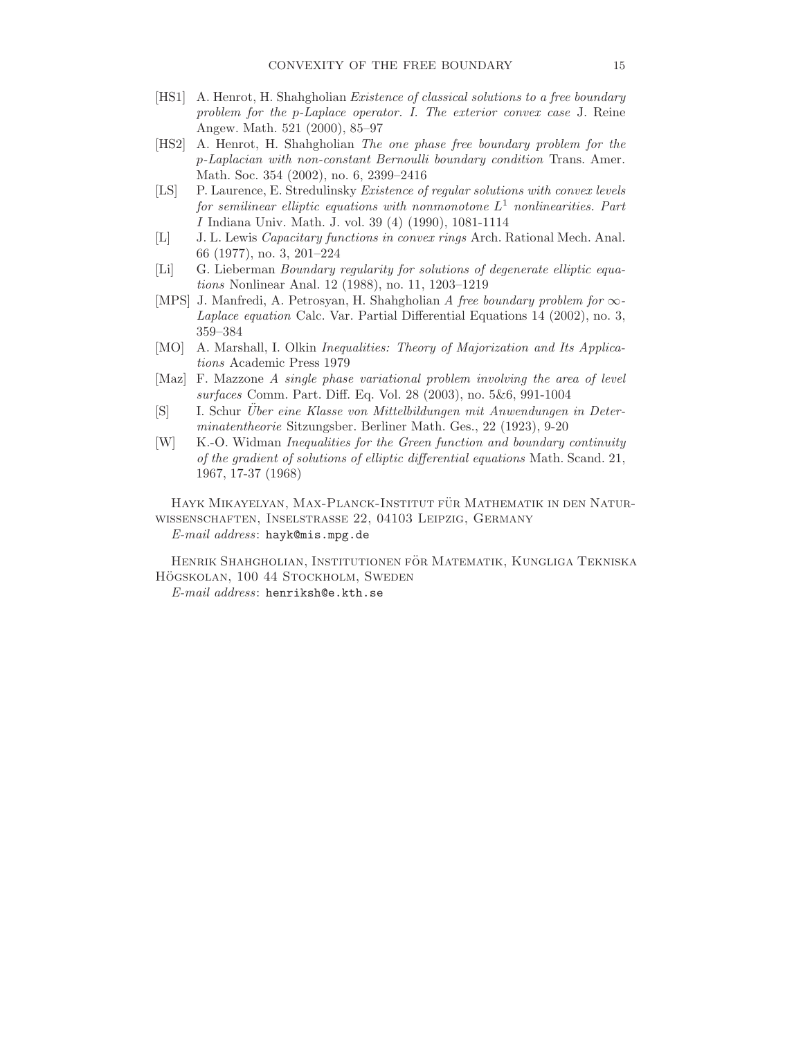- [HS1] A. Henrot, H. Shahgholian *Existence of classical solutions to a free boundary problem for the p-Laplace operator. I. The exterior convex case* J. Reine Angew. Math. 521 (2000), 85–97
- [HS2] A. Henrot, H. Shahgholian *The one phase free boundary problem for the p-Laplacian with non-constant Bernoulli boundary condition* Trans. Amer. Math. Soc. 354 (2002), no. 6, 2399–2416
- [LS] P. Laurence, E. Stredulinsky *Existence of regular solutions with convex levels for semilinear elliptic equations with nonmonotone $L^1$ nonlinearities. Part I* Indiana Univ. Math. J. vol. 39 (4) (1990), 1081-1114
- [L] J. L. Lewis *Capacitary functions in convex rings* Arch. Rational Mech. Anal. 66 (1977), no. 3, 201–224
- [Li] G. Lieberman *Boundary regularity for solutions of degenerate elliptic equations* Nonlinear Anal. 12 (1988), no. 11, 1203–1219
- [MPS] J. Manfredi, A. Petrosyan, H. Shahgholian *A free boundary problem for $\infty$-Laplace equation* Calc. Var. Partial Differential Equations 14 (2002), no. 3, 359–384
- [MO] A. Marshall, I. Olkin *Inequalities: Theory of Majorization and Its Applications* Academic Press 1979
- [Maz] F. Mazzone *A single phase variational problem involving the area of level surfaces* Comm. Part. Diff. Eq. Vol. 28 (2003), no. 5&6, 991-1004
- [S] I. Schur *Über eine Klasse von Mittelbildungen mit Anwendungen in Determinantentheorie* Sitzungsber. Berliner Math. Ges., 22 (1923), 9-20
- [W] K.-O. Widman *Inequalities for the Green function and boundary continuity of the gradient of solutions of elliptic differential equations* Math. Scand. 21, 1967, 17-37 (1968)

Hayk Mikayelyan, Max-Planck-Institut für Mathematik in den Naturwissenschaften, Inselstrasse 22, 04103 Leipzig, Germany

*E-mail address*: hayk@mis.mpg.de

Henrik Shahgholian, Institutionen för Matematik, Kungliga Tekniska Högskolan, 100 44 Stockholm, Sweden

*E-mail address*: henriksh@e.kth.se